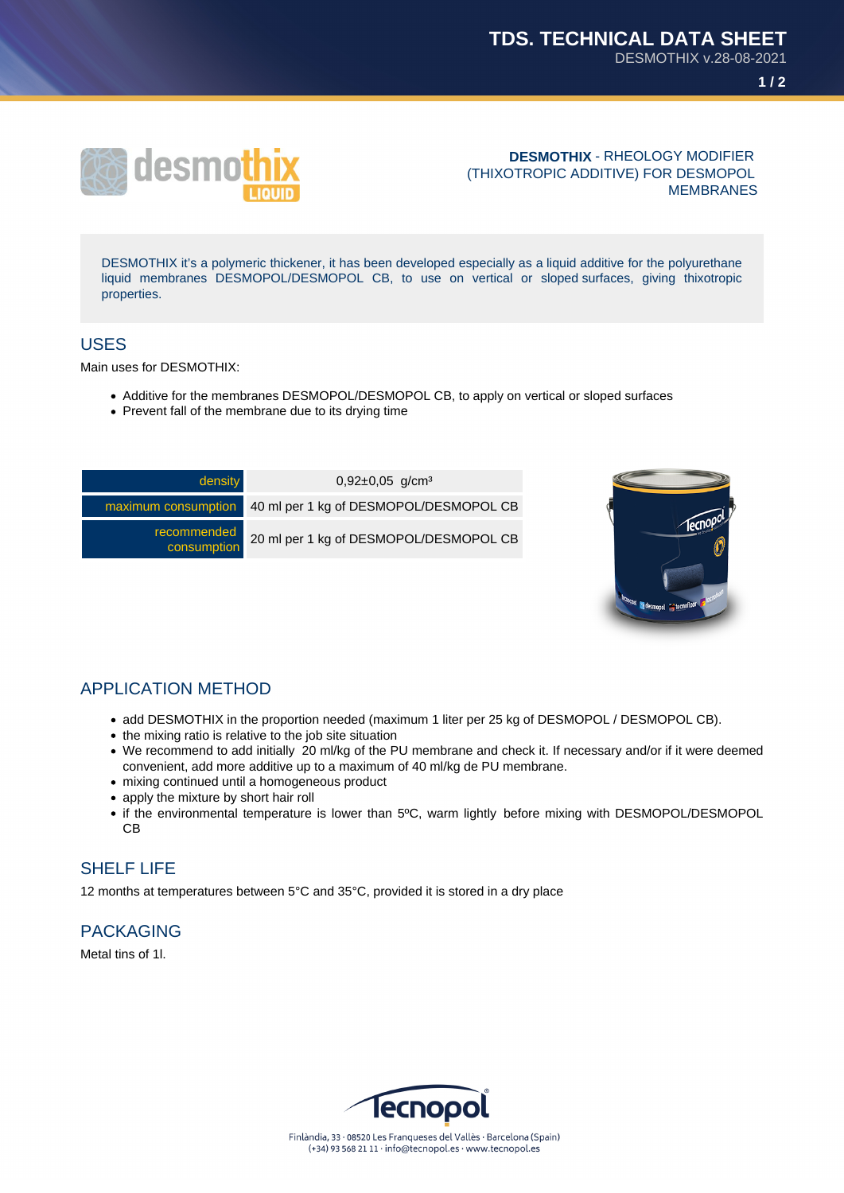**DESMOTHIX** - RHEOLOGY MODIFIER (THIXOTROPIC ADDITIVE) FOR DESMOPOL MEMBRANES

DESMOTHIX it's a polymeric thickener, it has been developed especially as a liquid additive for the polyurethane liquid membranes DESMOPOL/DESMOPOL CB, to use on vertical or sloped surfaces, giving thixotropic properties.

## USES

Main uses for DESMOTHIX:

- Additive for the membranes DESMOPOL/DESMOPOL CB, to apply on vertical or sloped surfaces
- Prevent fall of the membrane due to its drying time

| | |
|---|---|
| density | 0,92±0,05 g/cm³ |
| maximum consumption | 40 ml per 1 kg of DESMOPOL/DESMOPOL CB |
| recommended consumption | 20 ml per 1 kg of DESMOPOL/DESMOPOL CB |

## APPLICATION METHOD

- add DESMOTHIX in the proportion needed (maximum 1 liter per 25 kg of DESMOPOL / DESMOPOL CB).
- the mixing ratio is relative to the job site situation
- We recommend to add initially 20 ml/kg of the PU membrane and check it. If necessary and/or if it were deemed convenient, add more additive up to a maximum of 40 ml/kg de PU membrane.
- mixing continued until a homogeneous product
- apply the mixture by short hair roll
- if the environmental temperature is lower than 5ºC, warm lightly before mixing with DESMOPOL/DESMOPOL CB

## SHELF LIFE

12 months at temperatures between 5°C and 35°C, provided it is stored in a dry place

## PACKAGING

Metal tins of 1l.

Finlàndia, 33 · 08520 Les Franqueses del Vallès · Barcelona (Spain)
(+34) 93 568 21 11 · info@tecnopol.es · www.tecnopol.es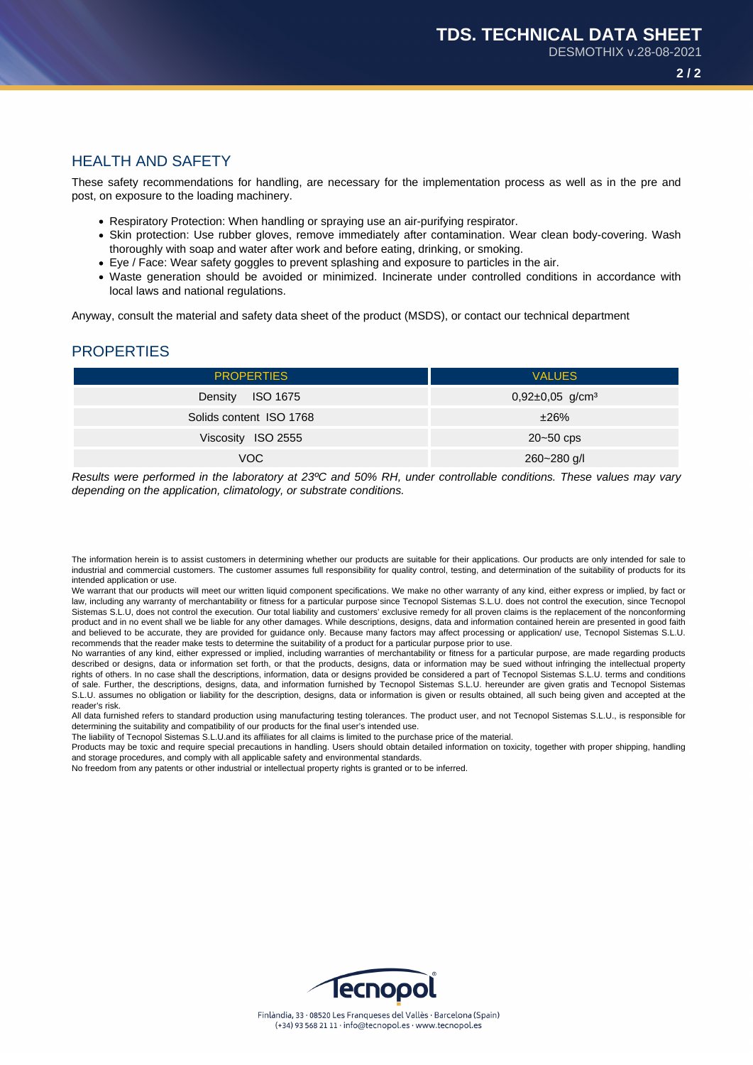## HEALTH AND SAFETY

These safety recommendations for handling, are necessary for the implementation process as well as in the pre and post, on exposure to the loading machinery.

- Respiratory Protection: When handling or spraying use an air-purifying respirator.
- Skin protection: Use rubber gloves, remove immediately after contamination. Wear clean body-covering. Wash thoroughly with soap and water after work and before eating, drinking, or smoking.
- Eye / Face: Wear safety goggles to prevent splashing and exposure to particles in the air.
- Waste generation should be avoided or minimized. Incinerate under controlled conditions in accordance with local laws and national regulations.

Anyway, consult the material and safety data sheet of the product (MSDS), or contact our technical department

## PROPERTIES

| PROPERTIES | VALUES |
|---|---|
| Density ISO 1675 | 0,92±0,05 g/cm³ |
| Solids content ISO 1768 | ±26% |
| Viscosity ISO 2555 | 20~50 cps |
| VOC | 260~280 g/l |

*Results were performed in the laboratory at 23ºC and 50% RH, under controllable conditions. These values may vary depending on the application, climatology, or substrate conditions.*

The information herein is to assist customers in determining whether our products are suitable for their applications. Our products are only intended for sale to industrial and commercial customers. The customer assumes full responsibility for quality control, testing, and determination of the suitability of products for its intended application or use.

We warrant that our products will meet our written liquid component specifications. We make no other warranty of any kind, either express or implied, by fact or law, including any warranty of merchantability or fitness for a particular purpose since Tecnopol Sistemas S.L.U. does not control the execution, since Tecnopol Sistemas S.L.U, does not control the execution. Our total liability and customers' exclusive remedy for all proven claims is the replacement of the nonconforming product and in no event shall we be liable for any other damages. While descriptions, designs, data and information contained herein are presented in good faith and believed to be accurate, they are provided for guidance only. Because many factors may affect processing or application/ use, Tecnopol Sistemas S.L.U. recommends that the reader make tests to determine the suitability of a product for a particular purpose prior to use.

No warranties of any kind, either expressed or implied, including warranties of merchantability or fitness for a particular purpose, are made regarding products described or designs, data or information set forth, or that the products, designs, data or information may be sued without infringing the intellectual property rights of others. In no case shall the descriptions, information, data or designs provided be considered a part of Tecnopol Sistemas S.L.U. terms and conditions of sale. Further, the descriptions, designs, data, and information furnished by Tecnopol Sistemas S.L.U. hereunder are given gratis and Tecnopol Sistemas S.L.U. assumes no obligation or liability for the description, designs, data or information is given or results obtained, all such being given and accepted at the reader's risk.

All data furnished refers to standard production using manufacturing testing tolerances. The product user, and not Tecnopol Sistemas S.L.U., is responsible for determining the suitability and compatibility of our products for the final user's intended use.

The liability of Tecnopol Sistemas S.L.U.and its affiliates for all claims is limited to the purchase price of the material.

Products may be toxic and require special precautions in handling. Users should obtain detailed information on toxicity, together with proper shipping, handling and storage procedures, and comply with all applicable safety and environmental standards.

No freedom from any patents or other industrial or intellectual property rights is granted or to be inferred.

Tecnopol

Finlàndia, 33 · 08520 Les Franqueses del Vallès · Barcelona (Spain)
(+34) 93 568 21 11 · info@tecnopol.es · www.tecnopol.es